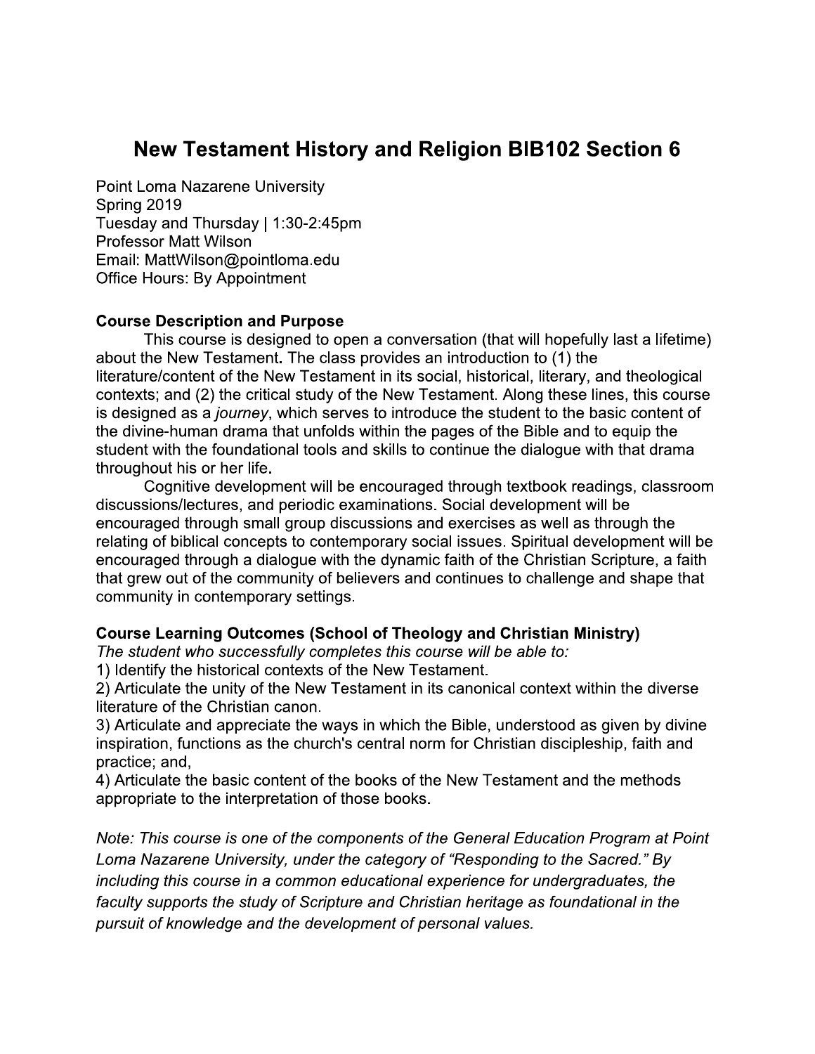# New Testament History and Religion BIB102 Section 6

Point Loma Nazarene University
Spring 2019
Tuesday and Thursday | 1:30-2:45pm
Professor Matt Wilson
Email: MattWilson@pointloma.edu
Office Hours: By Appointment

**Course Description and Purpose**

This course is designed to open a conversation (that will hopefully last a lifetime) about the New Testament. The class provides an introduction to (1) the literature/content of the New Testament in its social, historical, literary, and theological contexts; and (2) the critical study of the New Testament. Along these lines, this course is designed as a *journey*, which serves to introduce the student to the basic content of the divine-human drama that unfolds within the pages of the Bible and to equip the student with the foundational tools and skills to continue the dialogue with that drama throughout his or her life.

Cognitive development will be encouraged through textbook readings, classroom discussions/lectures, and periodic examinations. Social development will be encouraged through small group discussions and exercises as well as through the relating of biblical concepts to contemporary social issues. Spiritual development will be encouraged through a dialogue with the dynamic faith of the Christian Scripture, a faith that grew out of the community of believers and continues to challenge and shape that community in contemporary settings.

**Course Learning Outcomes (School of Theology and Christian Ministry)**

*The student who successfully completes this course will be able to:*

1) Identify the historical contexts of the New Testament.
2) Articulate the unity of the New Testament in its canonical context within the diverse literature of the Christian canon.
3) Articulate and appreciate the ways in which the Bible, understood as given by divine inspiration, functions as the church's central norm for Christian discipleship, faith and practice; and,
4) Articulate the basic content of the books of the New Testament and the methods appropriate to the interpretation of those books.

*Note: This course is one of the components of the General Education Program at Point Loma Nazarene University, under the category of "Responding to the Sacred." By including this course in a common educational experience for undergraduates, the faculty supports the study of Scripture and Christian heritage as foundational in the pursuit of knowledge and the development of personal values.*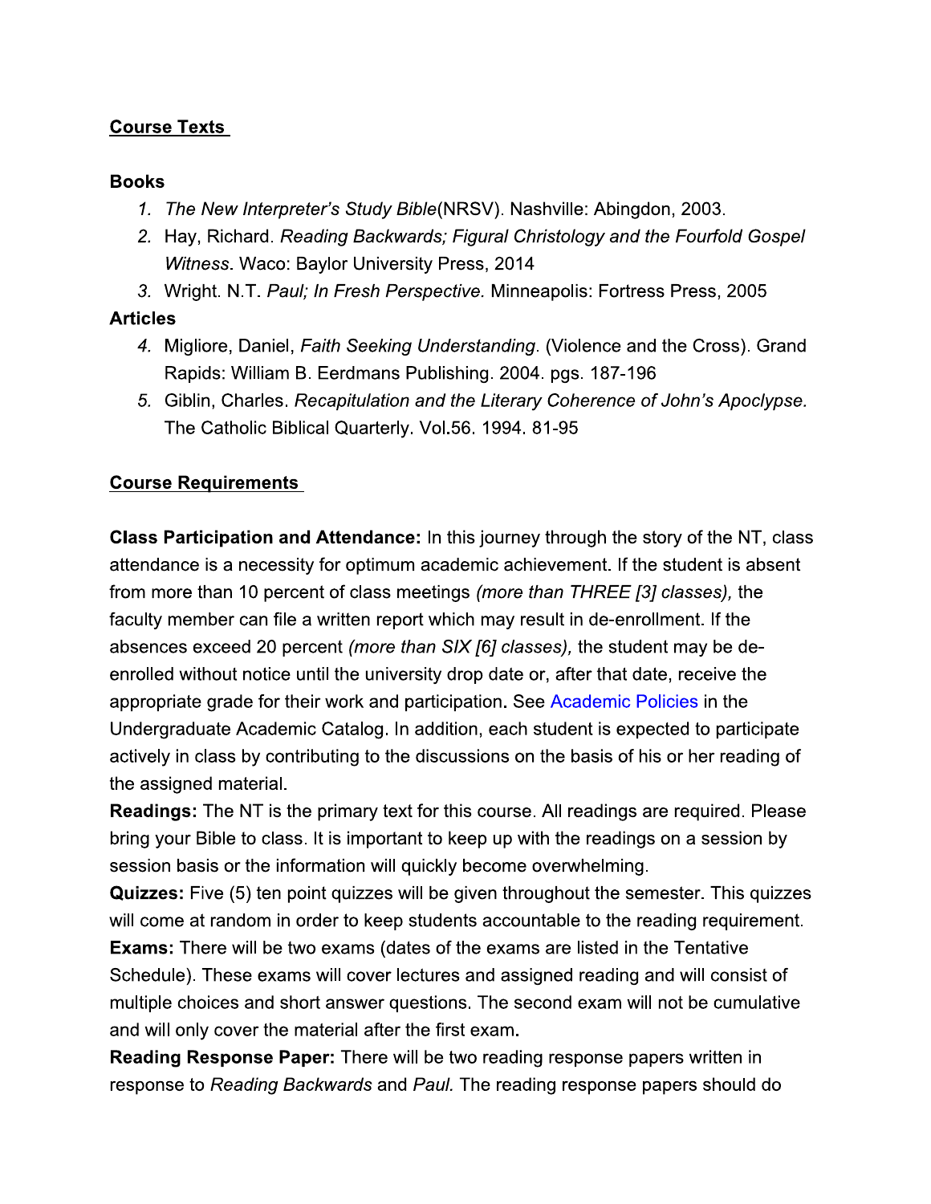## Course Texts

**Books**

1. *The New Interpreter's Study Bible*(NRSV). Nashville: Abingdon, 2003.
2. Hay, Richard. *Reading Backwards; Figural Christology and the Fourfold Gospel Witness*. Waco: Baylor University Press, 2014
3. Wright. N.T. *Paul; In Fresh Perspective.* Minneapolis: Fortress Press, 2005

**Articles**

4. Migliore, Daniel, *Faith Seeking Understanding*. (Violence and the Cross). Grand Rapids: William B. Eerdmans Publishing. 2004. pgs. 187-196
5. Giblin, Charles. *Recapitulation and the Literary Coherence of John's Apoclypse.* The Catholic Biblical Quarterly. Vol.56. 1994. 81-95

## Course Requirements

**Class Participation and Attendance:** In this journey through the story of the NT, class attendance is a necessity for optimum academic achievement. If the student is absent from more than 10 percent of class meetings *(more than THREE [3] classes),* the faculty member can file a written report which may result in de-enrollment. If the absences exceed 20 percent *(more than SIX [6] classes),* the student may be de-enrolled without notice until the university drop date or, after that date, receive the appropriate grade for their work and participation. See Academic Policies in the Undergraduate Academic Catalog. In addition, each student is expected to participate actively in class by contributing to the discussions on the basis of his or her reading of the assigned material.

**Readings:** The NT is the primary text for this course. All readings are required. Please bring your Bible to class. It is important to keep up with the readings on a session by session basis or the information will quickly become overwhelming.

**Quizzes:** Five (5) ten point quizzes will be given throughout the semester. This quizzes will come at random in order to keep students accountable to the reading requirement.

**Exams:** There will be two exams (dates of the exams are listed in the Tentative Schedule). These exams will cover lectures and assigned reading and will consist of multiple choices and short answer questions. The second exam will not be cumulative and will only cover the material after the first exam.

**Reading Response Paper:** There will be two reading response papers written in response to *Reading Backwards* and *Paul.* The reading response papers should do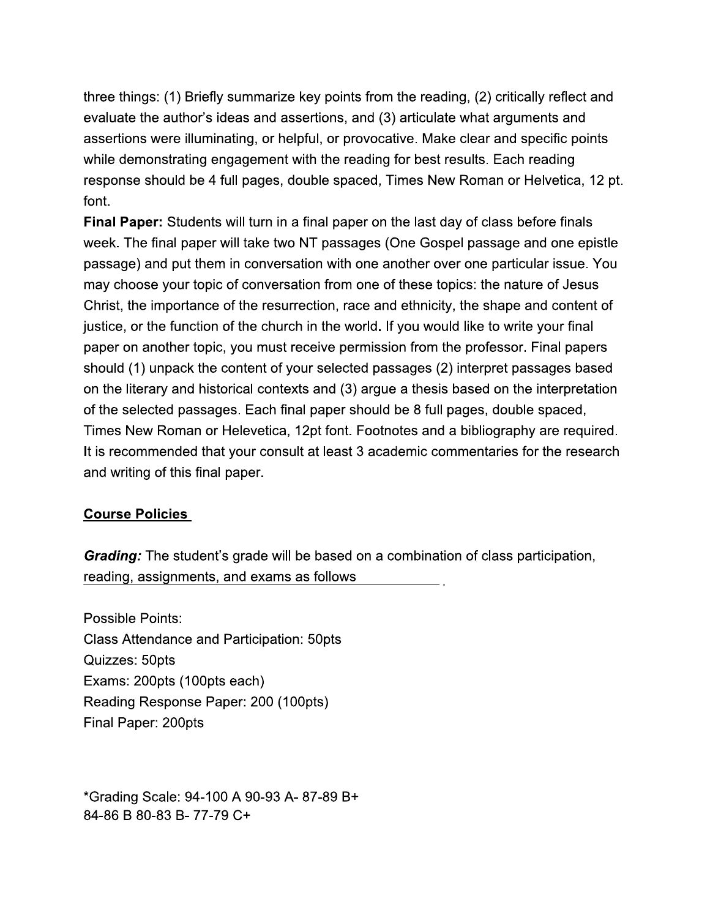three things: (1) Briefly summarize key points from the reading, (2) critically reflect and evaluate the author's ideas and assertions, and (3) articulate what arguments and assertions were illuminating, or helpful, or provocative. Make clear and specific points while demonstrating engagement with the reading for best results. Each reading response should be 4 full pages, double spaced, Times New Roman or Helvetica, 12 pt. font.

**Final Paper:** Students will turn in a final paper on the last day of class before finals week. The final paper will take two NT passages (One Gospel passage and one epistle passage) and put them in conversation with one another over one particular issue. You may choose your topic of conversation from one of these topics: the nature of Jesus Christ, the importance of the resurrection, race and ethnicity, the shape and content of justice, or the function of the church in the world**.** If you would like to write your final paper on another topic, you must receive permission from the professor. Final papers should (1) unpack the content of your selected passages (2) interpret passages based on the literary and historical contexts and (3) argue a thesis based on the interpretation of the selected passages. Each final paper should be 8 full pages, double spaced, Times New Roman or Helevetica, 12pt font. Footnotes and a bibliography are required. It is recommended that your consult at least 3 academic commentaries for the research and writing of this final paper.

## Course Policies

***Grading:*** The student's grade will be based on a combination of class participation, reading, assignments, and exams as follows .

Possible Points:
Class Attendance and Participation: 50pts
Quizzes: 50pts
Exams: 200pts (100pts each)
Reading Response Paper: 200 (100pts)
Final Paper: 200pts

*Grading Scale: 94-100 A 90-93 A- 87-89 B+
84-86 B 80-83 B- 77-79 C+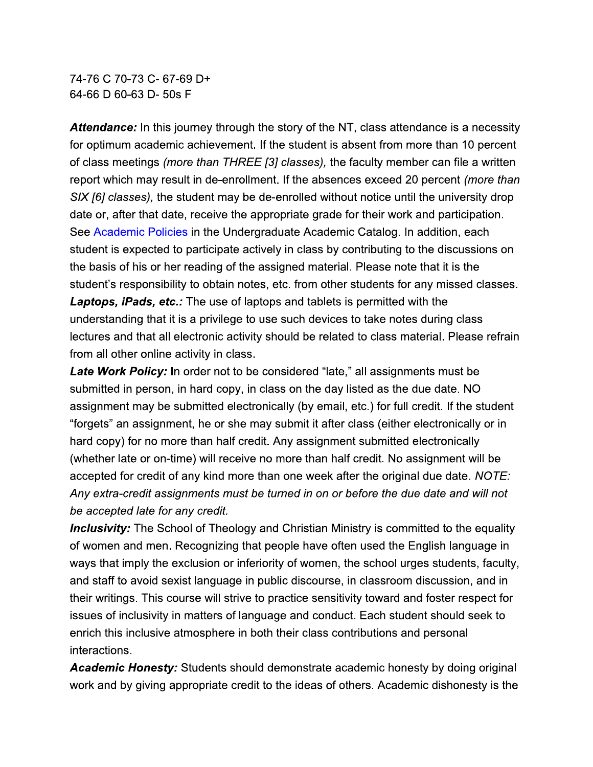74-76 C 70-73 C- 67-69 D+
64-66 D 60-63 D- 50s F

***Attendance:*** In this journey through the story of the NT, class attendance is a necessity for optimum academic achievement. If the student is absent from more than 10 percent of class meetings *(more than THREE [3] classes),* the faculty member can file a written report which may result in de-enrollment. If the absences exceed 20 percent *(more than SIX [6] classes),* the student may be de-enrolled without notice until the university drop date or, after that date, receive the appropriate grade for their work and participation. See Academic Policies in the Undergraduate Academic Catalog. In addition, each student is expected to participate actively in class by contributing to the discussions on the basis of his or her reading of the assigned material. Please note that it is the student's responsibility to obtain notes, etc. from other students for any missed classes.

***Laptops, iPads, etc.:*** The use of laptops and tablets is permitted with the understanding that it is a privilege to use such devices to take notes during class lectures and that all electronic activity should be related to class material. Please refrain from all other online activity in class.

***Late Work Policy:*** In order not to be considered "late," all assignments must be submitted in person, in hard copy, in class on the day listed as the due date. NO assignment may be submitted electronically (by email, etc.) for full credit. If the student "forgets" an assignment, he or she may submit it after class (either electronically or in hard copy) for no more than half credit. Any assignment submitted electronically (whether late or on-time) will receive no more than half credit. No assignment will be accepted for credit of any kind more than one week after the original due date. *NOTE: Any extra-credit assignments must be turned in on or before the due date and will not be accepted late for any credit.*

***Inclusivity:*** The School of Theology and Christian Ministry is committed to the equality of women and men. Recognizing that people have often used the English language in ways that imply the exclusion or inferiority of women, the school urges students, faculty, and staff to avoid sexist language in public discourse, in classroom discussion, and in their writings. This course will strive to practice sensitivity toward and foster respect for issues of inclusivity in matters of language and conduct. Each student should seek to enrich this inclusive atmosphere in both their class contributions and personal interactions.

***Academic Honesty:*** Students should demonstrate academic honesty by doing original work and by giving appropriate credit to the ideas of others. Academic dishonesty is the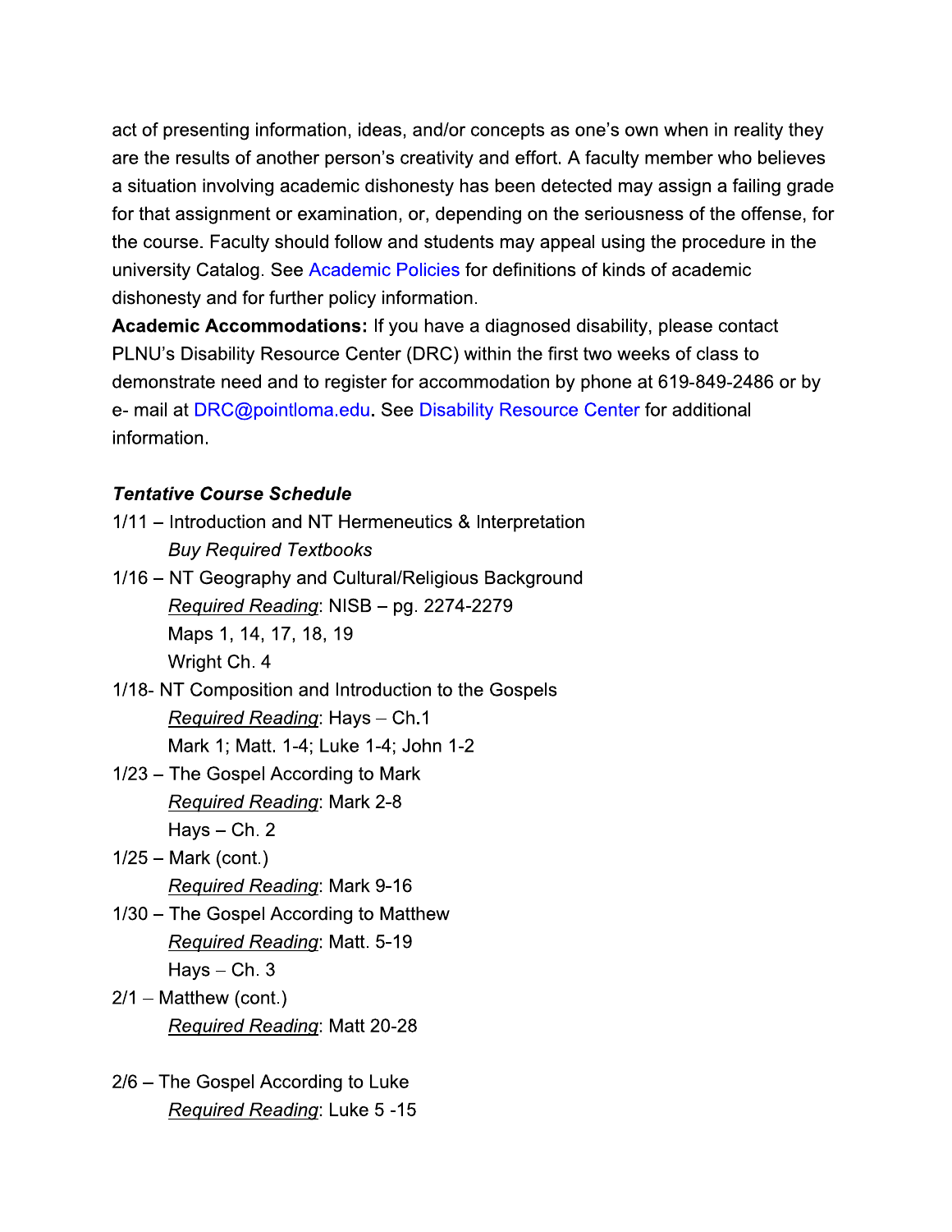act of presenting information, ideas, and/or concepts as one's own when in reality they are the results of another person's creativity and effort. A faculty member who believes a situation involving academic dishonesty has been detected may assign a failing grade for that assignment or examination, or, depending on the seriousness of the offense, for the course. Faculty should follow and students may appeal using the procedure in the university Catalog. See Academic Policies for definitions of kinds of academic dishonesty and for further policy information.

**Academic Accommodations:** If you have a diagnosed disability, please contact PLNU's Disability Resource Center (DRC) within the first two weeks of class to demonstrate need and to register for accommodation by phone at 619-849-2486 or by e- mail at DRC@pointloma.edu. See Disability Resource Center for additional information.

***Tentative Course Schedule***

1/11 – Introduction and NT Hermeneutics & Interpretation
*Buy Required Textbooks*

1/16 – NT Geography and Cultural/Religious Background
*Required Reading*: NISB – pg. 2274-2279
Maps 1, 14, 17, 18, 19
Wright Ch. 4

1/18- NT Composition and Introduction to the Gospels
*Required Reading*: Hays – Ch.1
Mark 1; Matt. 1-4; Luke 1-4; John 1-2

1/23 – The Gospel According to Mark
*Required Reading*: Mark 2-8
Hays – Ch. 2

1/25 – Mark (cont.)
*Required Reading*: Mark 9-16

1/30 – The Gospel According to Matthew
*Required Reading*: Matt. 5-19
Hays – Ch. 3

2/1 – Matthew (cont.)
*Required Reading*: Matt 20-28

2/6 – The Gospel According to Luke
*Required Reading*: Luke 5 -15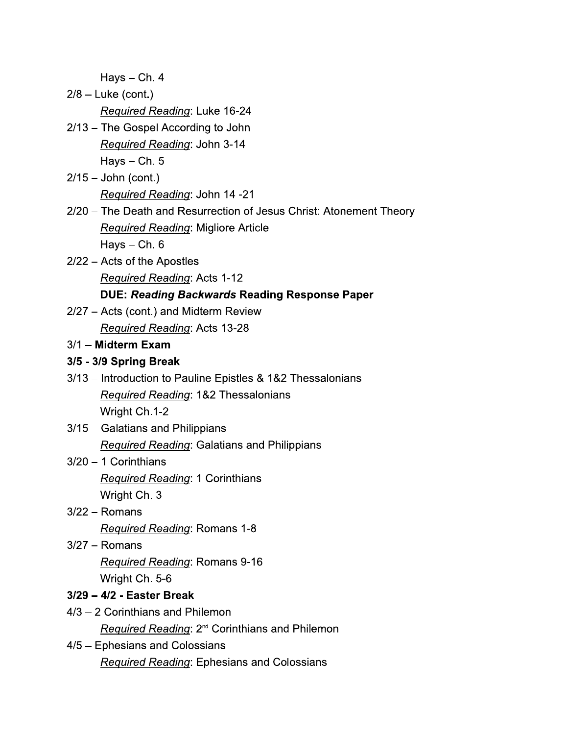Hays – Ch. 4

2/8 – Luke (cont.)

*Required Reading*: Luke 16-24

2/13 – The Gospel According to John

*Required Reading*: John 3-14

Hays – Ch. 5

2/15 – John (cont.)

*Required Reading*: John 14 -21

2/20 – The Death and Resurrection of Jesus Christ: Atonement Theory

*Required Reading*: Migliore Article

Hays – Ch. 6

2/22 – Acts of the Apostles

*Required Reading*: Acts 1-12

**DUE: *Reading Backwards* Reading Response Paper**

2/27 – Acts (cont.) and Midterm Review

*Required Reading*: Acts 13-28

3/1 – **Midterm Exam**

**3/5 - 3/9 Spring Break**

3/13 – Introduction to Pauline Epistles & 1&2 Thessalonians

*Required Reading*: 1&2 Thessalonians

Wright Ch.1-2

3/15 – Galatians and Philippians

*Required Reading*: Galatians and Philippians

3/20 – 1 Corinthians

*Required Reading*: 1 Corinthians

Wright Ch. 3

3/22 – Romans

*Required Reading*: Romans 1-8

3/27 – Romans

*Required Reading*: Romans 9-16

Wright Ch. 5-6

**3/29 – 4/2 - Easter Break**

4/3 – 2 Corinthians and Philemon

*Required Reading*: 2nd Corinthians and Philemon

4/5 – Ephesians and Colossians

*Required Reading*: Ephesians and Colossians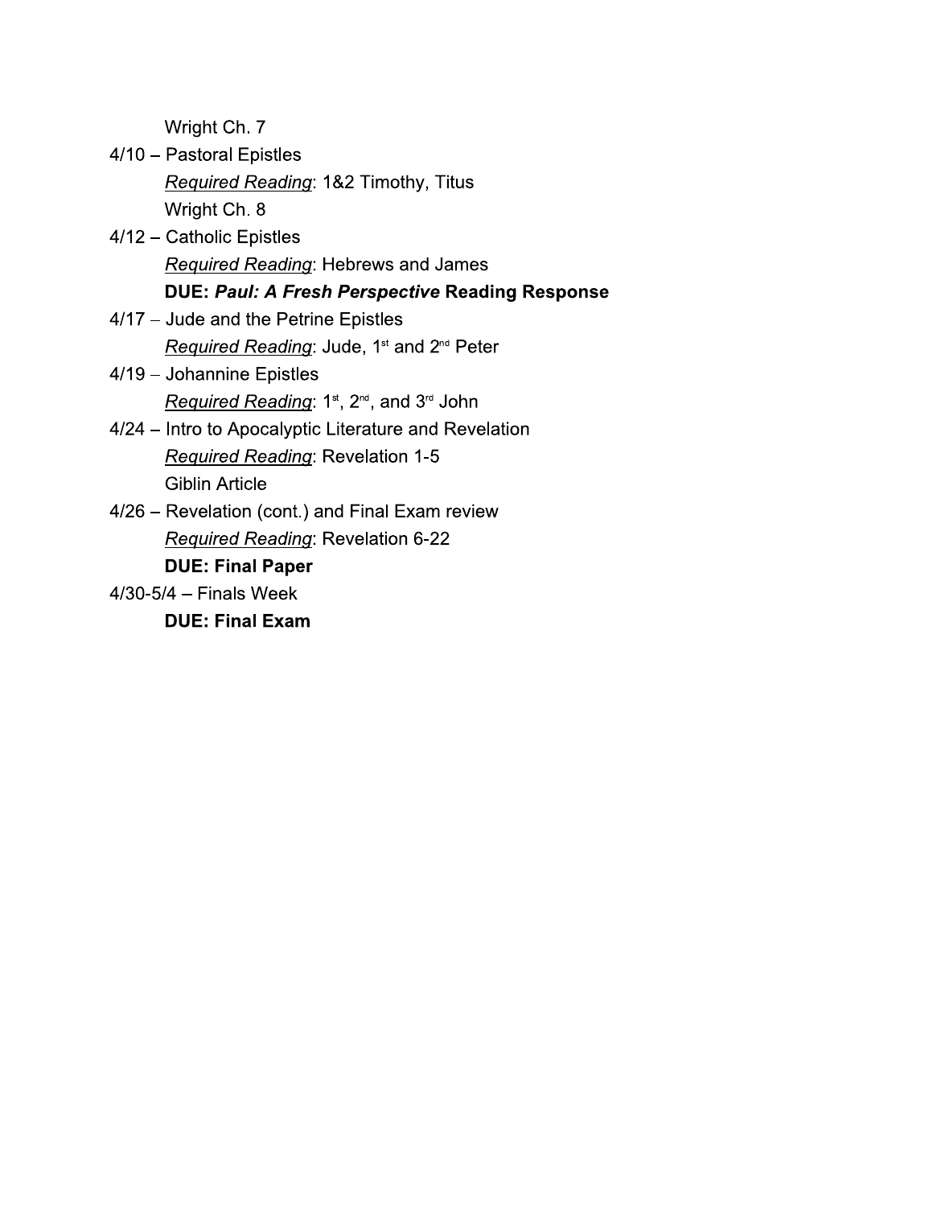Wright Ch. 7

4/10 – Pastoral Epistles

*Required Reading*: 1&2 Timothy, Titus

Wright Ch. 8

4/12 – Catholic Epistles

*Required Reading*: Hebrews and James

**DUE: *Paul: A Fresh Perspective* Reading Response**

4/17 – Jude and the Petrine Epistles

*Required Reading*: Jude, 1st and 2nd Peter

4/19 – Johannine Epistles

*Required Reading*: 1st, 2nd, and 3rd John

4/24 – Intro to Apocalyptic Literature and Revelation

*Required Reading*: Revelation 1-5

Giblin Article

4/26 – Revelation (cont.) and Final Exam review

*Required Reading*: Revelation 6-22

**DUE: Final Paper**

4/30-5/4 – Finals Week

**DUE: Final Exam**